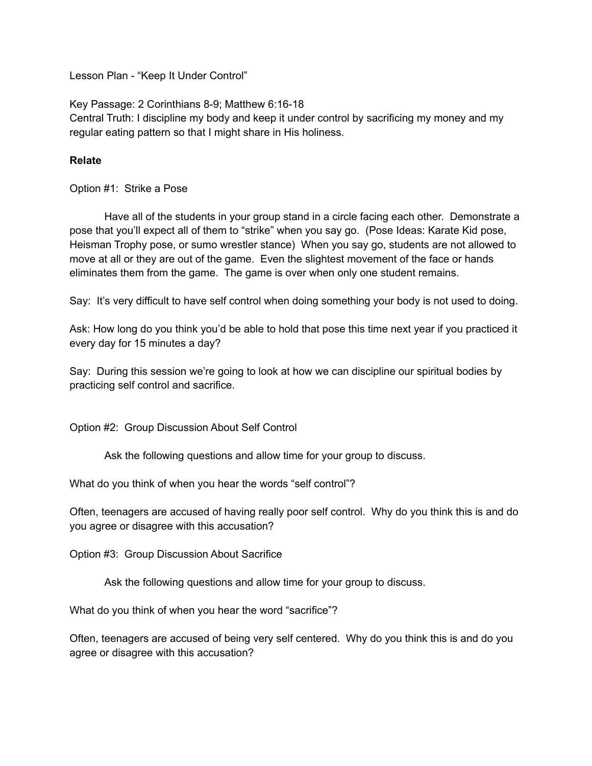Lesson Plan - “Keep It Under Control”

Key Passage: 2 Corinthians 8-9; Matthew 6:16-18
Central Truth: I discipline my body and keep it under control by sacrificing my money and my regular eating pattern so that I might share in His holiness.

**Relate**

Option #1: Strike a Pose

Have all of the students in your group stand in a circle facing each other. Demonstrate a pose that you’ll expect all of them to “strike” when you say go. (Pose Ideas: Karate Kid pose, Heisman Trophy pose, or sumo wrestler stance) When you say go, students are not allowed to move at all or they are out of the game. Even the slightest movement of the face or hands eliminates them from the game. The game is over when only one student remains.

Say: It’s very difficult to have self control when doing something your body is not used to doing.

Ask: How long do you think you’d be able to hold that pose this time next year if you practiced it every day for 15 minutes a day?

Say: During this session we’re going to look at how we can discipline our spiritual bodies by practicing self control and sacrifice.

Option #2: Group Discussion About Self Control

Ask the following questions and allow time for your group to discuss.

What do you think of when you hear the words “self control”?

Often, teenagers are accused of having really poor self control. Why do you think this is and do you agree or disagree with this accusation?

Option #3: Group Discussion About Sacrifice

Ask the following questions and allow time for your group to discuss.

What do you think of when you hear the word “sacrifice”?

Often, teenagers are accused of being very self centered. Why do you think this is and do you agree or disagree with this accusation?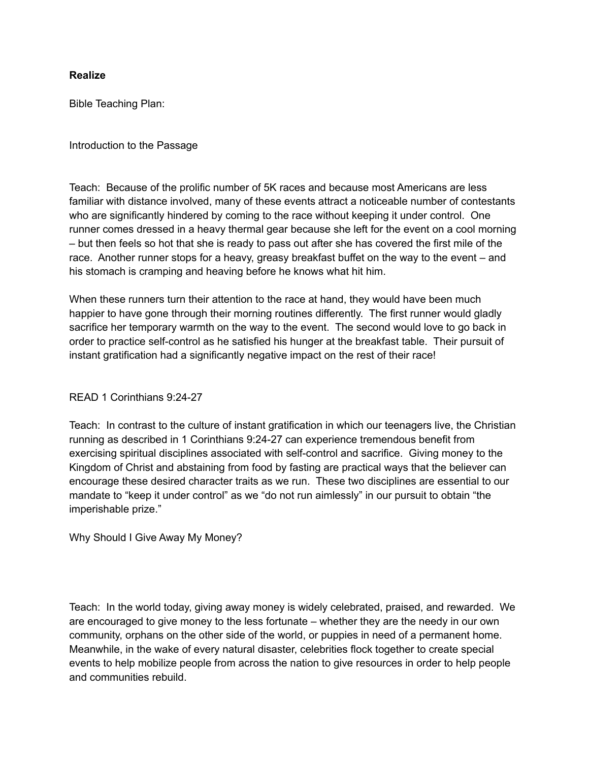**Realize**

Bible Teaching Plan:

Introduction to the Passage

Teach: Because of the prolific number of 5K races and because most Americans are less familiar with distance involved, many of these events attract a noticeable number of contestants who are significantly hindered by coming to the race without keeping it under control. One runner comes dressed in a heavy thermal gear because she left for the event on a cool morning – but then feels so hot that she is ready to pass out after she has covered the first mile of the race. Another runner stops for a heavy, greasy breakfast buffet on the way to the event – and his stomach is cramping and heaving before he knows what hit him.

When these runners turn their attention to the race at hand, they would have been much happier to have gone through their morning routines differently. The first runner would gladly sacrifice her temporary warmth on the way to the event. The second would love to go back in order to practice self-control as he satisfied his hunger at the breakfast table. Their pursuit of instant gratification had a significantly negative impact on the rest of their race!

READ 1 Corinthians 9:24-27

Teach: In contrast to the culture of instant gratification in which our teenagers live, the Christian running as described in 1 Corinthians 9:24-27 can experience tremendous benefit from exercising spiritual disciplines associated with self-control and sacrifice. Giving money to the Kingdom of Christ and abstaining from food by fasting are practical ways that the believer can encourage these desired character traits as we run. These two disciplines are essential to our mandate to "keep it under control" as we "do not run aimlessly" in our pursuit to obtain "the imperishable prize."

Why Should I Give Away My Money?

Teach: In the world today, giving away money is widely celebrated, praised, and rewarded. We are encouraged to give money to the less fortunate – whether they are the needy in our own community, orphans on the other side of the world, or puppies in need of a permanent home. Meanwhile, in the wake of every natural disaster, celebrities flock together to create special events to help mobilize people from across the nation to give resources in order to help people and communities rebuild.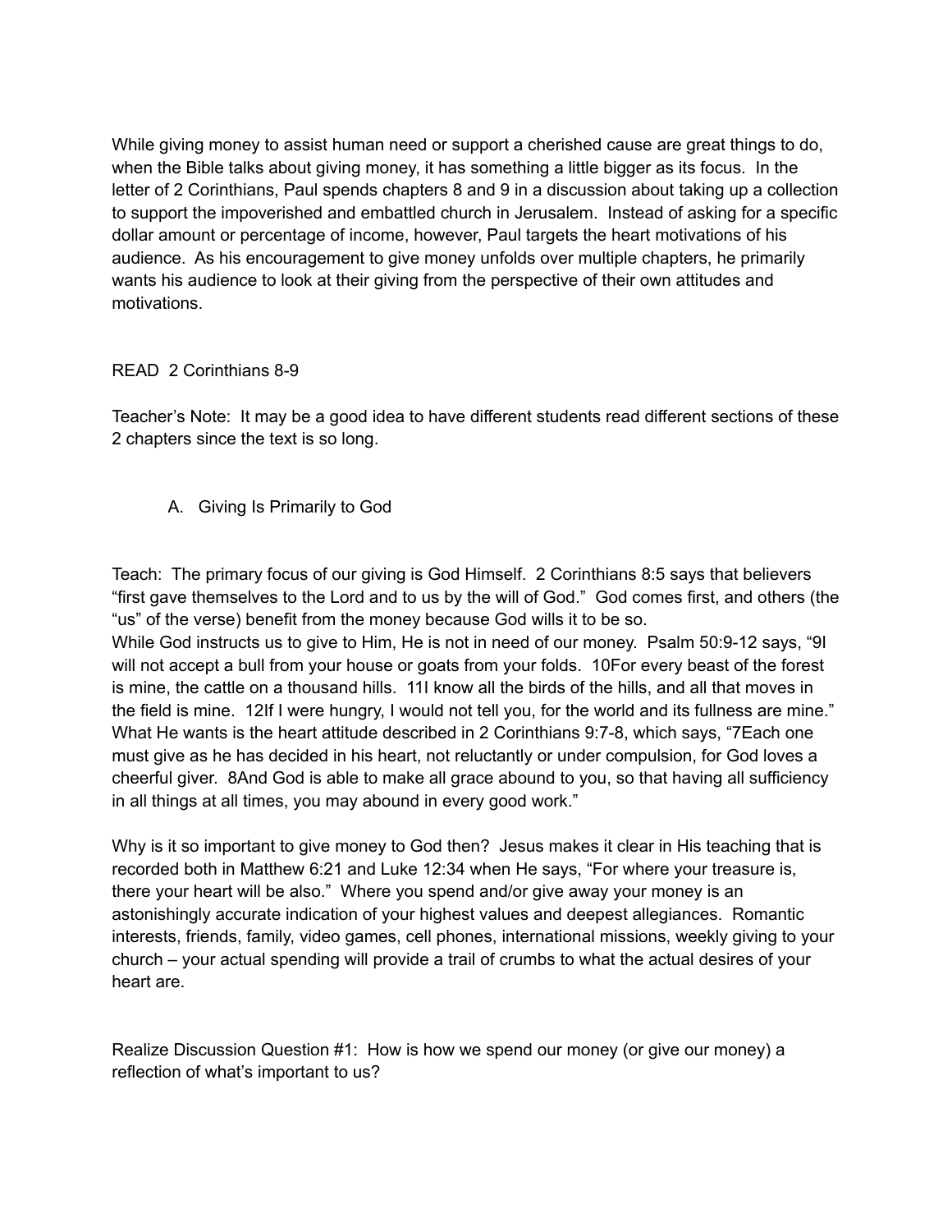While giving money to assist human need or support a cherished cause are great things to do, when the Bible talks about giving money, it has something a little bigger as its focus. In the letter of 2 Corinthians, Paul spends chapters 8 and 9 in a discussion about taking up a collection to support the impoverished and embattled church in Jerusalem. Instead of asking for a specific dollar amount or percentage of income, however, Paul targets the heart motivations of his audience. As his encouragement to give money unfolds over multiple chapters, he primarily wants his audience to look at their giving from the perspective of their own attitudes and motivations.

READ 2 Corinthians 8-9

Teacher's Note: It may be a good idea to have different students read different sections of these 2 chapters since the text is so long.

A. Giving Is Primarily to God

Teach: The primary focus of our giving is God Himself. 2 Corinthians 8:5 says that believers "first gave themselves to the Lord and to us by the will of God." God comes first, and others (the "us" of the verse) benefit from the money because God wills it to be so.
While God instructs us to give to Him, He is not in need of our money. Psalm 50:9-12 says, "9I will not accept a bull from your house or goats from your folds. 10For every beast of the forest is mine, the cattle on a thousand hills. 11I know all the birds of the hills, and all that moves in the field is mine. 12If I were hungry, I would not tell you, for the world and its fullness are mine." What He wants is the heart attitude described in 2 Corinthians 9:7-8, which says, "7Each one must give as he has decided in his heart, not reluctantly or under compulsion, for God loves a cheerful giver. 8And God is able to make all grace abound to you, so that having all sufficiency in all things at all times, you may abound in every good work."

Why is it so important to give money to God then? Jesus makes it clear in His teaching that is recorded both in Matthew 6:21 and Luke 12:34 when He says, "For where your treasure is, there your heart will be also." Where you spend and/or give away your money is an astonishingly accurate indication of your highest values and deepest allegiances. Romantic interests, friends, family, video games, cell phones, international missions, weekly giving to your church – your actual spending will provide a trail of crumbs to what the actual desires of your heart are.

Realize Discussion Question #1: How is how we spend our money (or give our money) a reflection of what's important to us?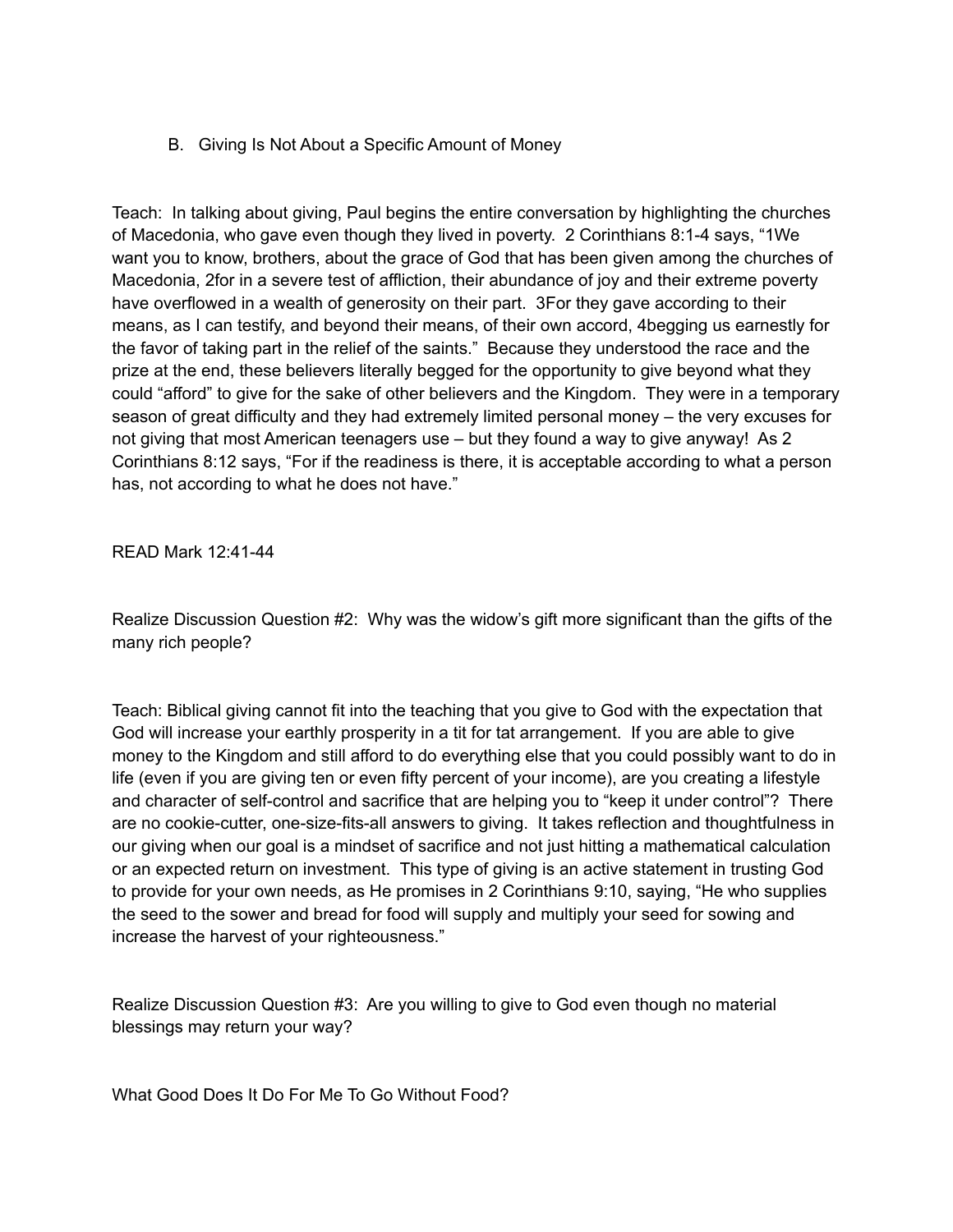### B. Giving Is Not About a Specific Amount of Money

Teach: In talking about giving, Paul begins the entire conversation by highlighting the churches of Macedonia, who gave even though they lived in poverty. 2 Corinthians 8:1-4 says, "1We want you to know, brothers, about the grace of God that has been given among the churches of Macedonia, 2for in a severe test of affliction, their abundance of joy and their extreme poverty have overflowed in a wealth of generosity on their part. 3For they gave according to their means, as I can testify, and beyond their means, of their own accord, 4begging us earnestly for the favor of taking part in the relief of the saints." Because they understood the race and the prize at the end, these believers literally begged for the opportunity to give beyond what they could "afford" to give for the sake of other believers and the Kingdom. They were in a temporary season of great difficulty and they had extremely limited personal money – the very excuses for not giving that most American teenagers use – but they found a way to give anyway! As 2 Corinthians 8:12 says, "For if the readiness is there, it is acceptable according to what a person has, not according to what he does not have."

READ Mark 12:41-44

Realize Discussion Question #2: Why was the widow's gift more significant than the gifts of the many rich people?

Teach: Biblical giving cannot fit into the teaching that you give to God with the expectation that God will increase your earthly prosperity in a tit for tat arrangement. If you are able to give money to the Kingdom and still afford to do everything else that you could possibly want to do in life (even if you are giving ten or even fifty percent of your income), are you creating a lifestyle and character of self-control and sacrifice that are helping you to "keep it under control"? There are no cookie-cutter, one-size-fits-all answers to giving. It takes reflection and thoughtfulness in our giving when our goal is a mindset of sacrifice and not just hitting a mathematical calculation or an expected return on investment. This type of giving is an active statement in trusting God to provide for your own needs, as He promises in 2 Corinthians 9:10, saying, "He who supplies the seed to the sower and bread for food will supply and multiply your seed for sowing and increase the harvest of your righteousness."

Realize Discussion Question #3: Are you willing to give to God even though no material blessings may return your way?

What Good Does It Do For Me To Go Without Food?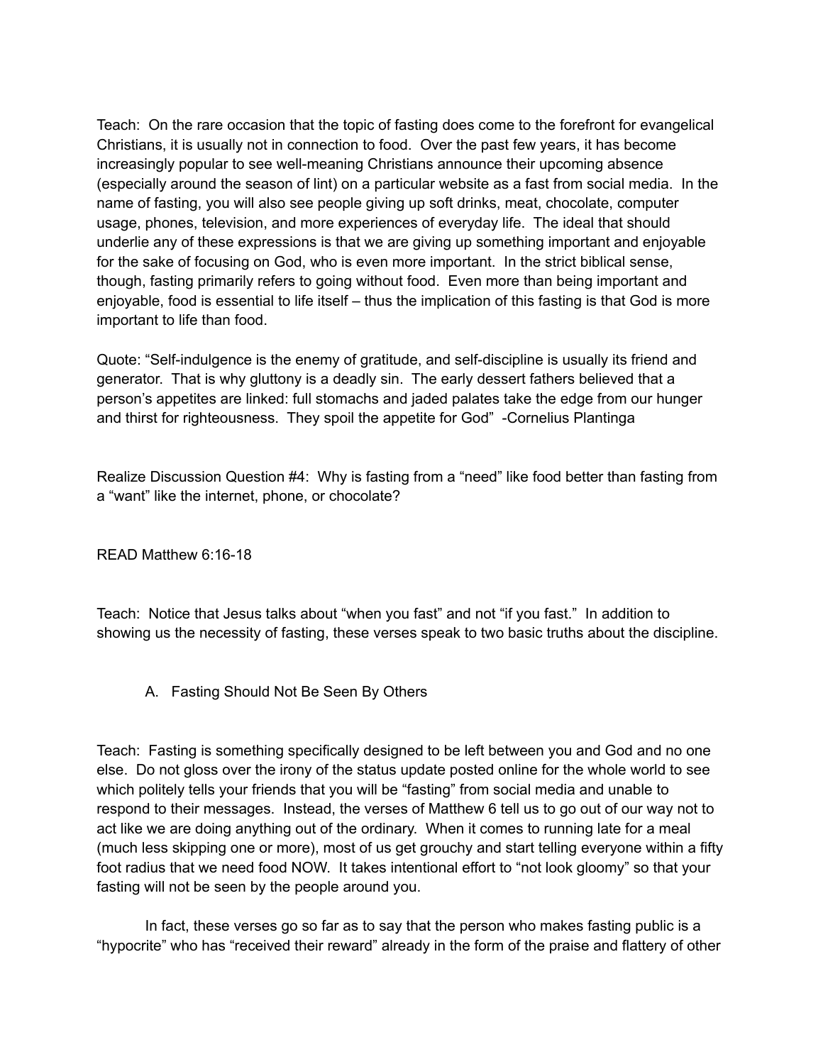Teach: On the rare occasion that the topic of fasting does come to the forefront for evangelical Christians, it is usually not in connection to food. Over the past few years, it has become increasingly popular to see well-meaning Christians announce their upcoming absence (especially around the season of lint) on a particular website as a fast from social media. In the name of fasting, you will also see people giving up soft drinks, meat, chocolate, computer usage, phones, television, and more experiences of everyday life. The ideal that should underlie any of these expressions is that we are giving up something important and enjoyable for the sake of focusing on God, who is even more important. In the strict biblical sense, though, fasting primarily refers to going without food. Even more than being important and enjoyable, food is essential to life itself – thus the implication of this fasting is that God is more important to life than food.

Quote: "Self-indulgence is the enemy of gratitude, and self-discipline is usually its friend and generator. That is why gluttony is a deadly sin. The early dessert fathers believed that a person's appetites are linked: full stomachs and jaded palates take the edge from our hunger and thirst for righteousness. They spoil the appetite for God" -Cornelius Plantinga

Realize Discussion Question #4: Why is fasting from a "need" like food better than fasting from a "want" like the internet, phone, or chocolate?

READ Matthew 6:16-18

Teach: Notice that Jesus talks about "when you fast" and not "if you fast." In addition to showing us the necessity of fasting, these verses speak to two basic truths about the discipline.

A. Fasting Should Not Be Seen By Others

Teach: Fasting is something specifically designed to be left between you and God and no one else. Do not gloss over the irony of the status update posted online for the whole world to see which politely tells your friends that you will be "fasting" from social media and unable to respond to their messages. Instead, the verses of Matthew 6 tell us to go out of our way not to act like we are doing anything out of the ordinary. When it comes to running late for a meal (much less skipping one or more), most of us get grouchy and start telling everyone within a fifty foot radius that we need food NOW. It takes intentional effort to "not look gloomy" so that your fasting will not be seen by the people around you.

In fact, these verses go so far as to say that the person who makes fasting public is a "hypocrite" who has "received their reward" already in the form of the praise and flattery of other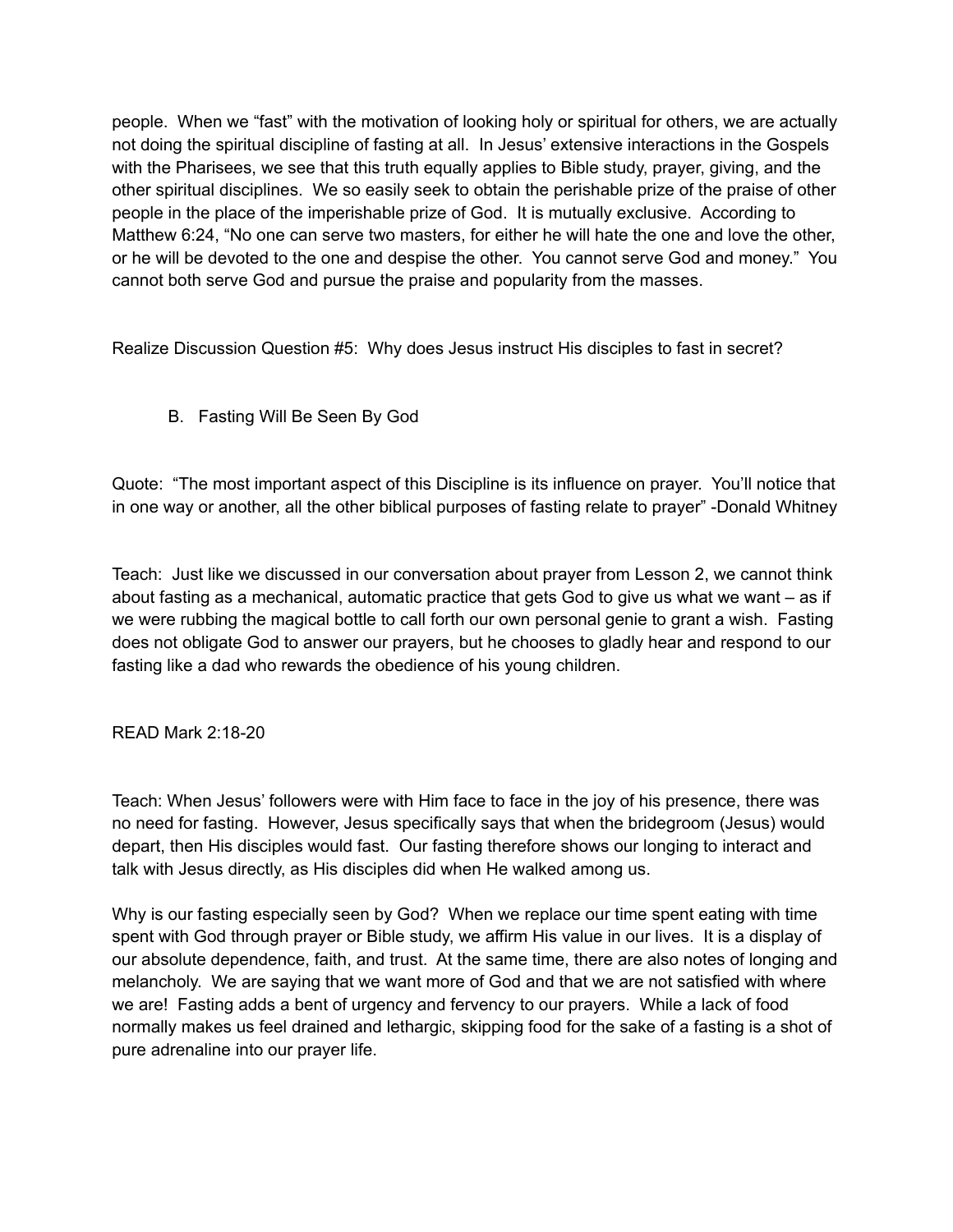people. When we “fast” with the motivation of looking holy or spiritual for others, we are actually not doing the spiritual discipline of fasting at all. In Jesus’ extensive interactions in the Gospels with the Pharisees, we see that this truth equally applies to Bible study, prayer, giving, and the other spiritual disciplines. We so easily seek to obtain the perishable prize of the praise of other people in the place of the imperishable prize of God. It is mutually exclusive. According to Matthew 6:24, “No one can serve two masters, for either he will hate the one and love the other, or he will be devoted to the one and despise the other. You cannot serve God and money.” You cannot both serve God and pursue the praise and popularity from the masses.

Realize Discussion Question #5: Why does Jesus instruct His disciples to fast in secret?

B. Fasting Will Be Seen By God

Quote: “The most important aspect of this Discipline is its influence on prayer. You’ll notice that in one way or another, all the other biblical purposes of fasting relate to prayer” -Donald Whitney

Teach: Just like we discussed in our conversation about prayer from Lesson 2, we cannot think about fasting as a mechanical, automatic practice that gets God to give us what we want – as if we were rubbing the magical bottle to call forth our own personal genie to grant a wish. Fasting does not obligate God to answer our prayers, but he chooses to gladly hear and respond to our fasting like a dad who rewards the obedience of his young children.

READ Mark 2:18-20

Teach: When Jesus’ followers were with Him face to face in the joy of his presence, there was no need for fasting. However, Jesus specifically says that when the bridegroom (Jesus) would depart, then His disciples would fast. Our fasting therefore shows our longing to interact and talk with Jesus directly, as His disciples did when He walked among us.

Why is our fasting especially seen by God? When we replace our time spent eating with time spent with God through prayer or Bible study, we affirm His value in our lives. It is a display of our absolute dependence, faith, and trust. At the same time, there are also notes of longing and melancholy. We are saying that we want more of God and that we are not satisfied with where we are! Fasting adds a bent of urgency and fervency to our prayers. While a lack of food normally makes us feel drained and lethargic, skipping food for the sake of a fasting is a shot of pure adrenaline into our prayer life.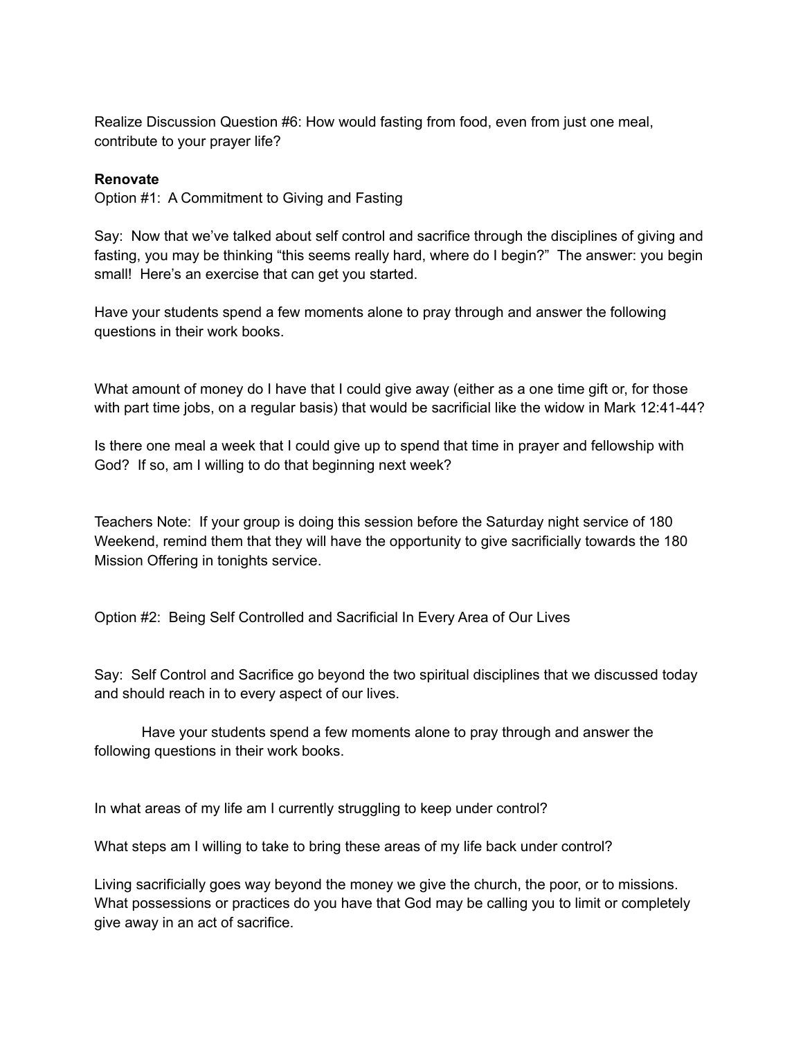Realize Discussion Question #6: How would fasting from food, even from just one meal, contribute to your prayer life?

**Renovate**

Option #1: A Commitment to Giving and Fasting

Say: Now that we've talked about self control and sacrifice through the disciplines of giving and fasting, you may be thinking "this seems really hard, where do I begin?" The answer: you begin small! Here's an exercise that can get you started.

Have your students spend a few moments alone to pray through and answer the following questions in their work books.

What amount of money do I have that I could give away (either as a one time gift or, for those with part time jobs, on a regular basis) that would be sacrificial like the widow in Mark 12:41-44?

Is there one meal a week that I could give up to spend that time in prayer and fellowship with God? If so, am I willing to do that beginning next week?

Teachers Note: If your group is doing this session before the Saturday night service of 180 Weekend, remind them that they will have the opportunity to give sacrificially towards the 180 Mission Offering in tonights service.

Option #2: Being Self Controlled and Sacrificial In Every Area of Our Lives

Say: Self Control and Sacrifice go beyond the two spiritual disciplines that we discussed today and should reach in to every aspect of our lives.

Have your students spend a few moments alone to pray through and answer the following questions in their work books.

In what areas of my life am I currently struggling to keep under control?

What steps am I willing to take to bring these areas of my life back under control?

Living sacrificially goes way beyond the money we give the church, the poor, or to missions. What possessions or practices do you have that God may be calling you to limit or completely give away in an act of sacrifice.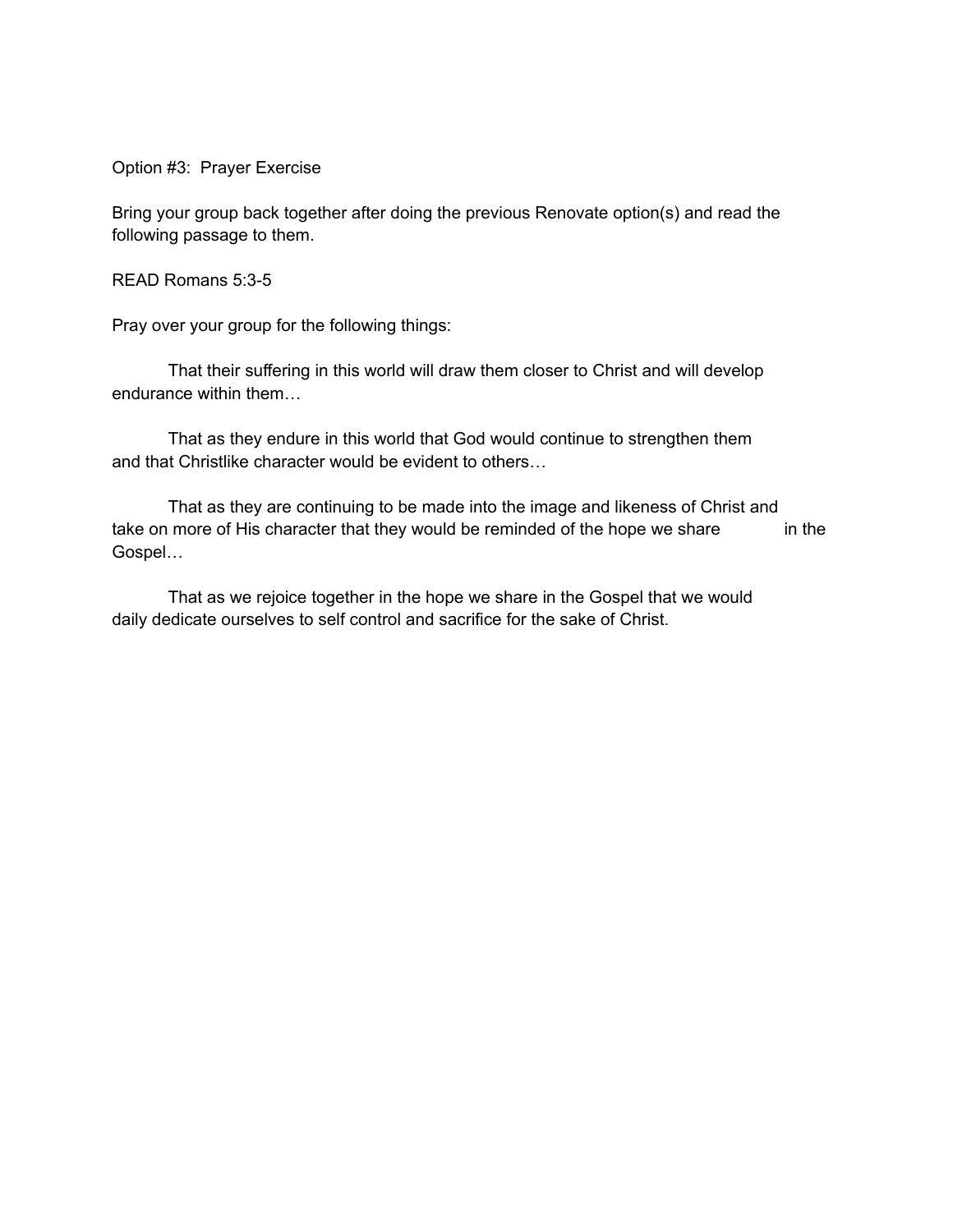Option #3: Prayer Exercise

Bring your group back together after doing the previous Renovate option(s) and read the following passage to them.

READ Romans 5:3-5

Pray over your group for the following things:

That their suffering in this world will draw them closer to Christ and will develop endurance within them…

That as they endure in this world that God would continue to strengthen them and that Christlike character would be evident to others…

That as they are continuing to be made into the image and likeness of Christ and take on more of His character that they would be reminded of the hope we share in the Gospel…

That as we rejoice together in the hope we share in the Gospel that we would daily dedicate ourselves to self control and sacrifice for the sake of Christ.